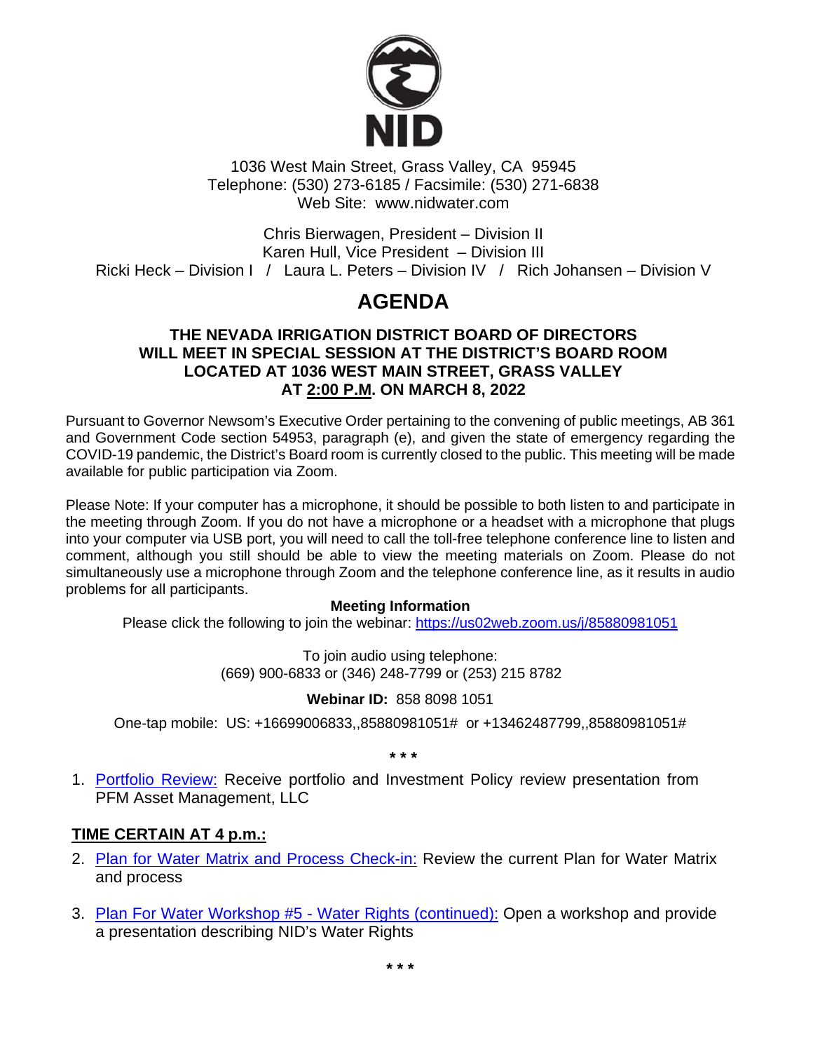NID

1036 West Main Street, Grass Valley, CA 95945
Telephone: (530) 273-6185 / Facsimile: (530) 271-6838
Web Site: www.nidwater.com

Chris Bierwagen, President – Division II
Karen Hull, Vice President – Division III
Ricki Heck – Division I / Laura L. Peters – Division IV / Rich Johansen – Division V

# AGENDA

**THE NEVADA IRRIGATION DISTRICT BOARD OF DIRECTORS WILL MEET IN SPECIAL SESSION AT THE DISTRICT'S BOARD ROOM LOCATED AT 1036 WEST MAIN STREET, GRASS VALLEY AT 2:00 P.M. ON MARCH 8, 2022**

Pursuant to Governor Newsom's Executive Order pertaining to the convening of public meetings, AB 361 and Government Code section 54953, paragraph (e), and given the state of emergency regarding the COVID-19 pandemic, the District's Board room is currently closed to the public. This meeting will be made available for public participation via Zoom.

Please Note: If your computer has a microphone, it should be possible to both listen to and participate in the meeting through Zoom. If you do not have a microphone or a headset with a microphone that plugs into your computer via USB port, you will need to call the toll-free telephone conference line to listen and comment, although you still should be able to view the meeting materials on Zoom. Please do not simultaneously use a microphone through Zoom and the telephone conference line, as it results in audio problems for all participants.

**Meeting Information**

Please click the following to join the webinar: https://us02web.zoom.us/j/85880981051

To join audio using telephone:
(669) 900-6833 or (346) 248-7799 or (253) 215 8782

**Webinar ID:** 858 8098 1051

One-tap mobile: US: +16699006833,,85880981051# or +13462487799,,85880981051#

\* \* \*

1. Portfolio Review: Receive portfolio and Investment Policy review presentation from PFM Asset Management, LLC

**TIME CERTAIN AT 4 p.m.:**

2. Plan for Water Matrix and Process Check-in: Review the current Plan for Water Matrix and process

3. Plan For Water Workshop #5 - Water Rights (continued): Open a workshop and provide a presentation describing NID's Water Rights

\* \* \*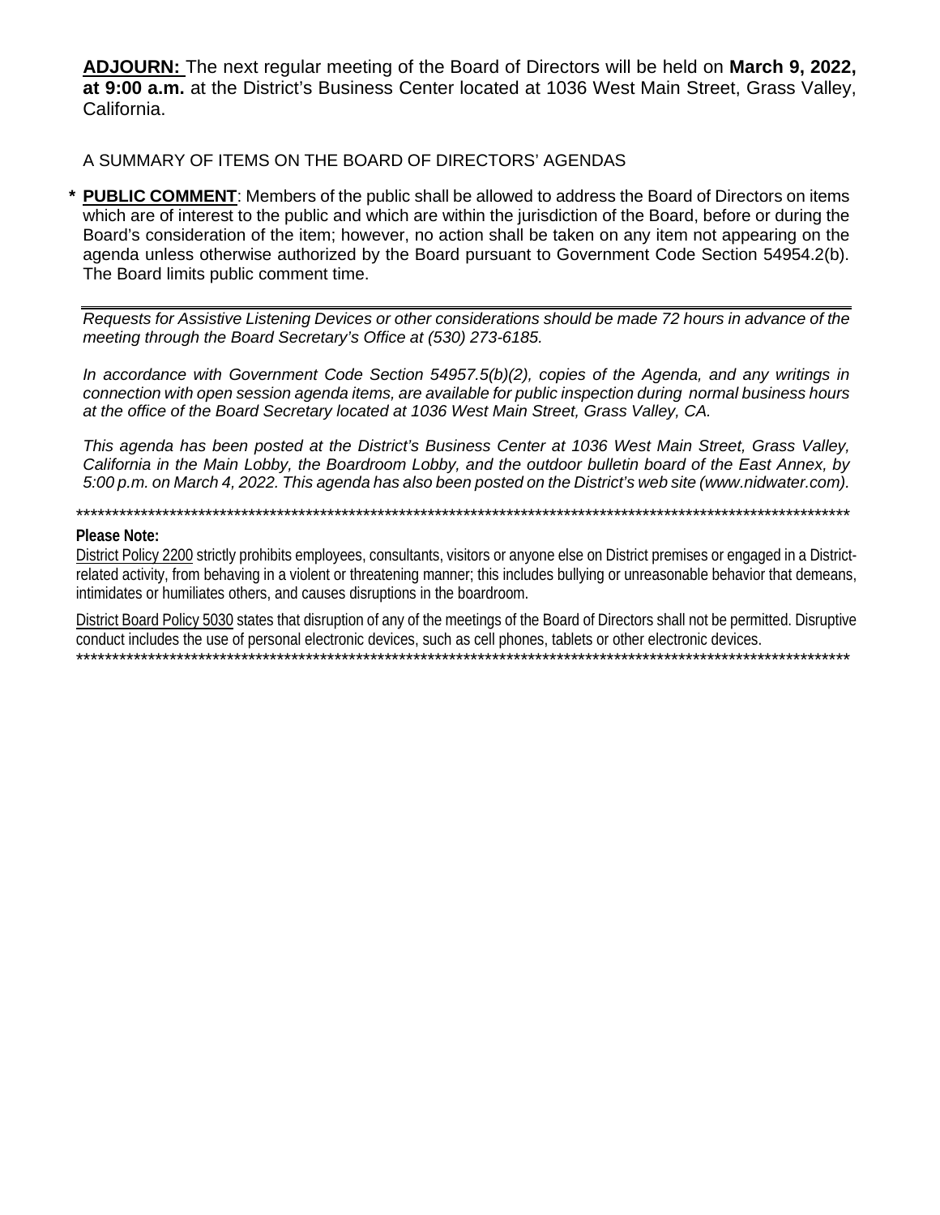**ADJOURN:** The next regular meeting of the Board of Directors will be held on **March 9, 2022, at 9:00 a.m.** at the District's Business Center located at 1036 West Main Street, Grass Valley, California.

A SUMMARY OF ITEMS ON THE BOARD OF DIRECTORS' AGENDAS

\* **PUBLIC COMMENT**: Members of the public shall be allowed to address the Board of Directors on items which are of interest to the public and which are within the jurisdiction of the Board, before or during the Board's consideration of the item; however, no action shall be taken on any item not appearing on the agenda unless otherwise authorized by the Board pursuant to Government Code Section 54954.2(b). The Board limits public comment time.

---

*Requests for Assistive Listening Devices or other considerations should be made 72 hours in advance of the meeting through the Board Secretary's Office at (530) 273-6185.*

*In accordance with Government Code Section 54957.5(b)(2), copies of the Agenda, and any writings in connection with open session agenda items, are available for public inspection during normal business hours at the office of the Board Secretary located at 1036 West Main Street, Grass Valley, CA.*

*This agenda has been posted at the District's Business Center at 1036 West Main Street, Grass Valley, California in the Main Lobby, the Boardroom Lobby, and the outdoor bulletin board of the East Annex, by 5:00 p.m. on March 4, 2022. This agenda has also been posted on the District's web site (www.nidwater.com).*

\*\*\*\*\*\*\*\*\*\*\*\*\*\*\*\*\*\*\*\*\*\*\*\*\*\*\*\*\*\*\*\*\*\*\*\*\*\*\*\*\*\*\*\*\*\*\*\*\*\*\*\*\*\*\*\*\*\*\*\*\*\*\*\*\*\*\*\*\*\*\*\*\*\*\*\*\*\*\*\*\*\*\*\*\*\*\*\*\*\*\*\*\*\*\*\*\*\*\*\*

**Please Note:**

District Policy 2200 strictly prohibits employees, consultants, visitors or anyone else on District premises or engaged in a District-related activity, from behaving in a violent or threatening manner; this includes bullying or unreasonable behavior that demeans, intimidates or humiliates others, and causes disruptions in the boardroom.

District Board Policy 5030 states that disruption of any of the meetings of the Board of Directors shall not be permitted. Disruptive conduct includes the use of personal electronic devices, such as cell phones, tablets or other electronic devices.

\*\*\*\*\*\*\*\*\*\*\*\*\*\*\*\*\*\*\*\*\*\*\*\*\*\*\*\*\*\*\*\*\*\*\*\*\*\*\*\*\*\*\*\*\*\*\*\*\*\*\*\*\*\*\*\*\*\*\*\*\*\*\*\*\*\*\*\*\*\*\*\*\*\*\*\*\*\*\*\*\*\*\*\*\*\*\*\*\*\*\*\*\*\*\*\*\*\*\*\*